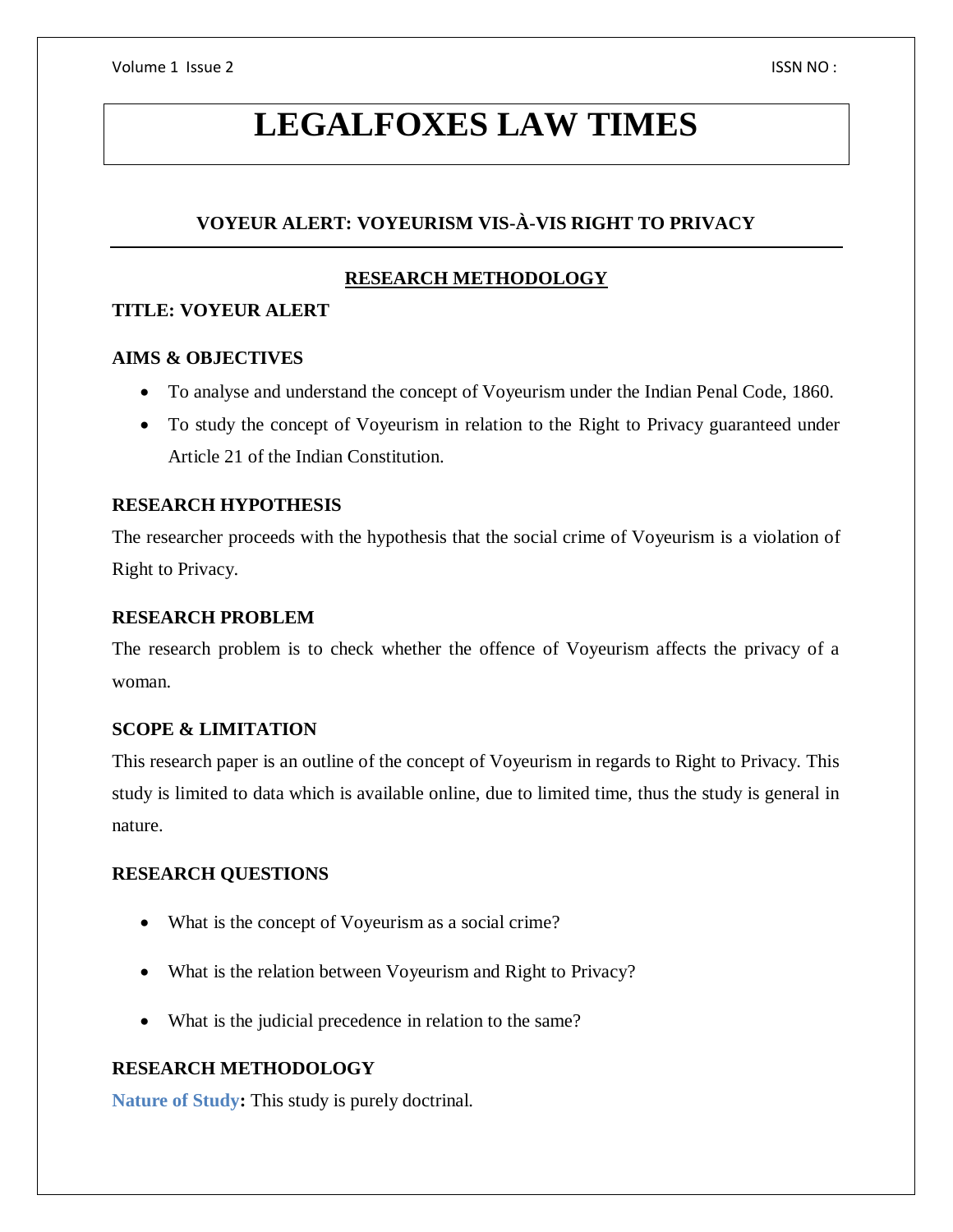# LEGALFOXES LAW TIMES

## VOYEUR ALERT: VOYEURISM VIS-À-VIS RIGHT TO PRIVACY

### RESEARCH METHODOLOGY

**TITLE: VOYEUR ALERT**

**AIMS & OBJECTIVES**

- To analyse and understand the concept of Voyeurism under the Indian Penal Code, 1860.
- To study the concept of Voyeurism in relation to the Right to Privacy guaranteed under Article 21 of the Indian Constitution.

**RESEARCH HYPOTHESIS**

The researcher proceeds with the hypothesis that the social crime of Voyeurism is a violation of Right to Privacy.

**RESEARCH PROBLEM**

The research problem is to check whether the offence of Voyeurism affects the privacy of a woman.

**SCOPE & LIMITATION**

This research paper is an outline of the concept of Voyeurism in regards to Right to Privacy. This study is limited to data which is available online, due to limited time, thus the study is general in nature.

**RESEARCH QUESTIONS**

- What is the concept of Voyeurism as a social crime?
- What is the relation between Voyeurism and Right to Privacy?
- What is the judicial precedence in relation to the same?

**RESEARCH METHODOLOGY**

**Nature of Study:** This study is purely doctrinal.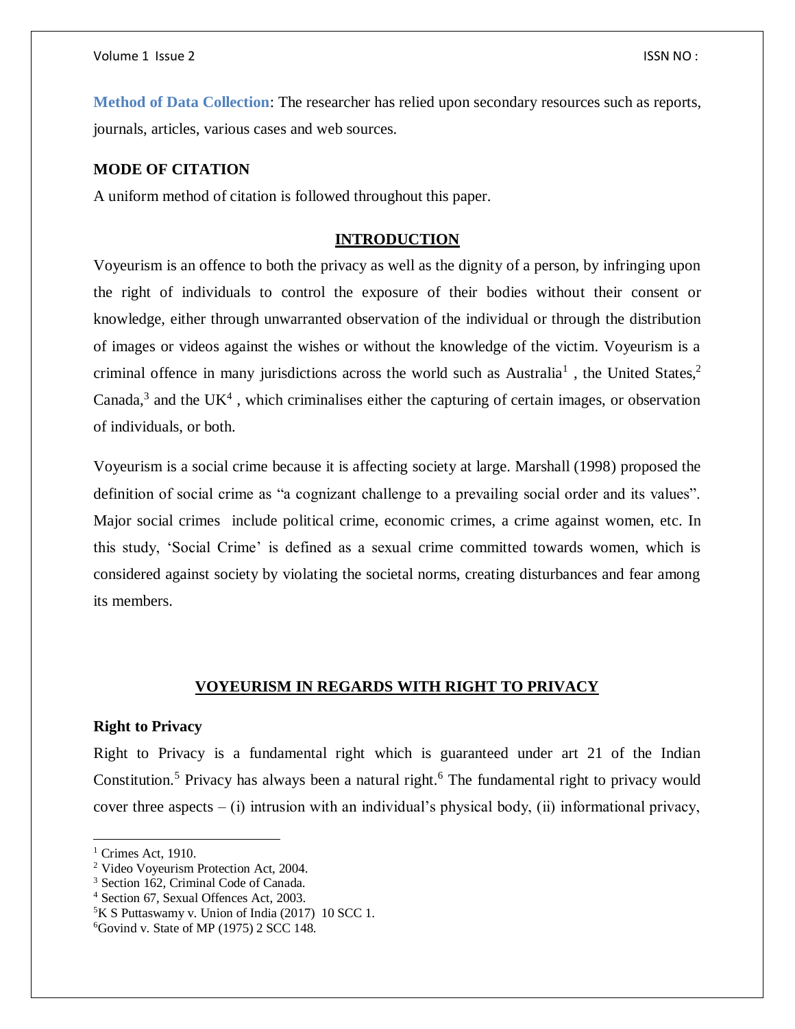**Method of Data Collection**: The researcher has relied upon secondary resources such as reports, journals, articles, various cases and web sources.

**MODE OF CITATION**

A uniform method of citation is followed throughout this paper.

## INTRODUCTION

Voyeurism is an offence to both the privacy as well as the dignity of a person, by infringing upon the right of individuals to control the exposure of their bodies without their consent or knowledge, either through unwarranted observation of the individual or through the distribution of images or videos against the wishes or without the knowledge of the victim. Voyeurism is a criminal offence in many jurisdictions across the world such as Australia[1] , the United States,[2] Canada,[3] and the UK[4] , which criminalises either the capturing of certain images, or observation of individuals, or both.

Voyeurism is a social crime because it is affecting society at large. Marshall (1998) proposed the definition of social crime as "a cognizant challenge to a prevailing social order and its values". Major social crimes include political crime, economic crimes, a crime against women, etc. In this study, 'Social Crime' is defined as a sexual crime committed towards women, which is considered against society by violating the societal norms, creating disturbances and fear among its members.

## VOYEURISM IN REGARDS WITH RIGHT TO PRIVACY

**Right to Privacy**

Right to Privacy is a fundamental right which is guaranteed under art 21 of the Indian Constitution.[5] Privacy has always been a natural right.[6] The fundamental right to privacy would cover three aspects – (i) intrusion with an individual's physical body, (ii) informational privacy,

---

[1] Crimes Act, 1910.

[2] Video Voyeurism Protection Act, 2004.

[3] Section 162, Criminal Code of Canada.

[4] Section 67, Sexual Offences Act, 2003.

[5] K S Puttaswamy v. Union of India (2017) 10 SCC 1.

[6] Govind v. State of MP (1975) 2 SCC 148.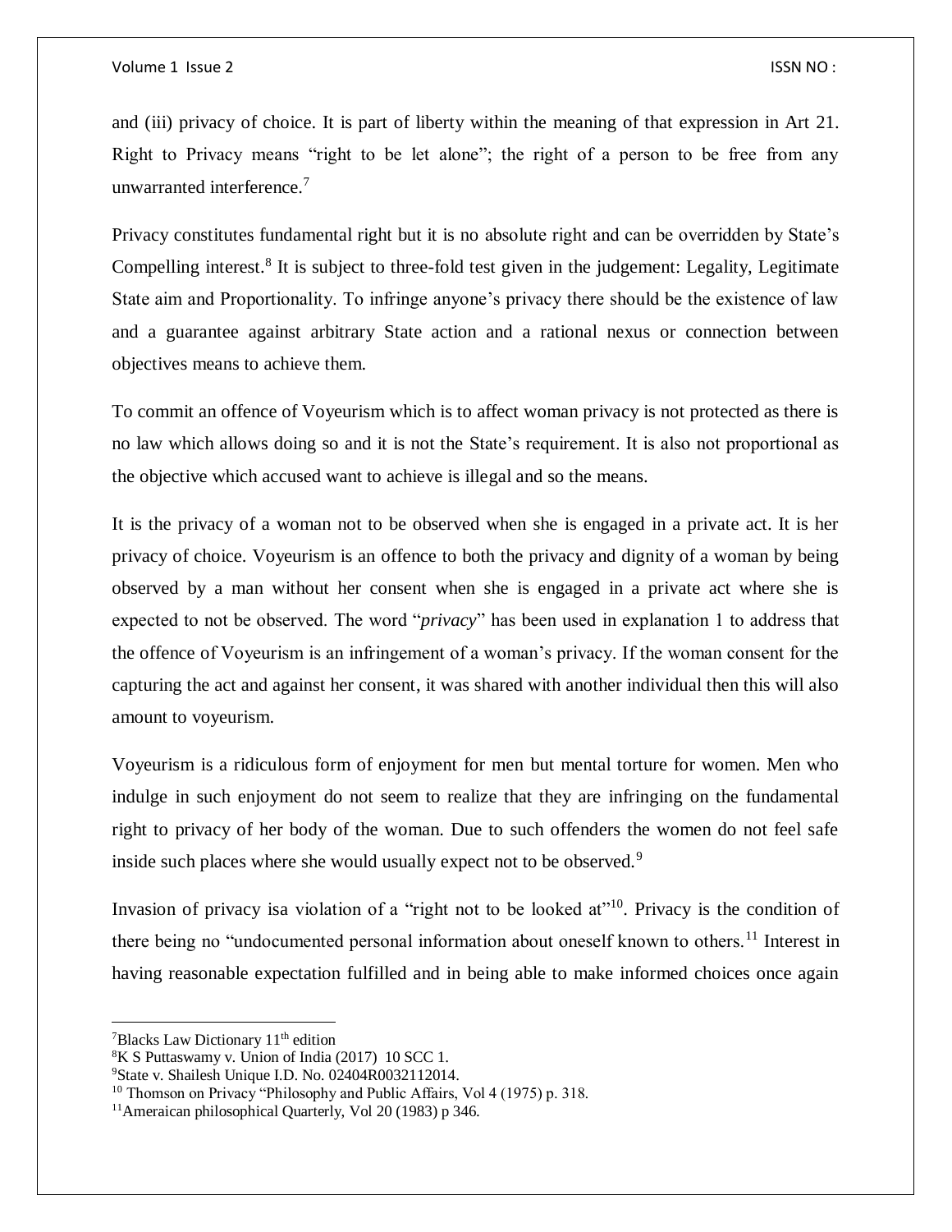and (iii) privacy of choice. It is part of liberty within the meaning of that expression in Art 21. Right to Privacy means "right to be let alone"; the right of a person to be free from any unwarranted interference.[7]

Privacy constitutes fundamental right but it is no absolute right and can be overridden by State's Compelling interest.[8] It is subject to three-fold test given in the judgement: Legality, Legitimate State aim and Proportionality. To infringe anyone's privacy there should be the existence of law and a guarantee against arbitrary State action and a rational nexus or connection between objectives means to achieve them.

To commit an offence of Voyeurism which is to affect woman privacy is not protected as there is no law which allows doing so and it is not the State's requirement. It is also not proportional as the objective which accused want to achieve is illegal and so the means.

It is the privacy of a woman not to be observed when she is engaged in a private act. It is her privacy of choice. Voyeurism is an offence to both the privacy and dignity of a woman by being observed by a man without her consent when she is engaged in a private act where she is expected to not be observed. The word "*privacy*" has been used in explanation 1 to address that the offence of Voyeurism is an infringement of a woman's privacy. If the woman consent for the capturing the act and against her consent, it was shared with another individual then this will also amount to voyeurism.

Voyeurism is a ridiculous form of enjoyment for men but mental torture for women. Men who indulge in such enjoyment do not seem to realize that they are infringing on the fundamental right to privacy of her body of the woman. Due to such offenders the women do not feel safe inside such places where she would usually expect not to be observed.[9]

Invasion of privacy isa violation of a "right not to be looked at"[10]. Privacy is the condition of there being no "undocumented personal information about oneself known to others.[11] Interest in having reasonable expectation fulfilled and in being able to make informed choices once again

---

[7] Blacks Law Dictionary 11th edition

[8] K S Puttaswamy v. Union of India (2017) 10 SCC 1.

[9] State v. Shailesh Unique I.D. No. 02404R0032112014.

[10] Thomson on Privacy "Philosophy and Public Affairs, Vol 4 (1975) p. 318.

[11] Ameraican philosophical Quarterly, Vol 20 (1983) p 346.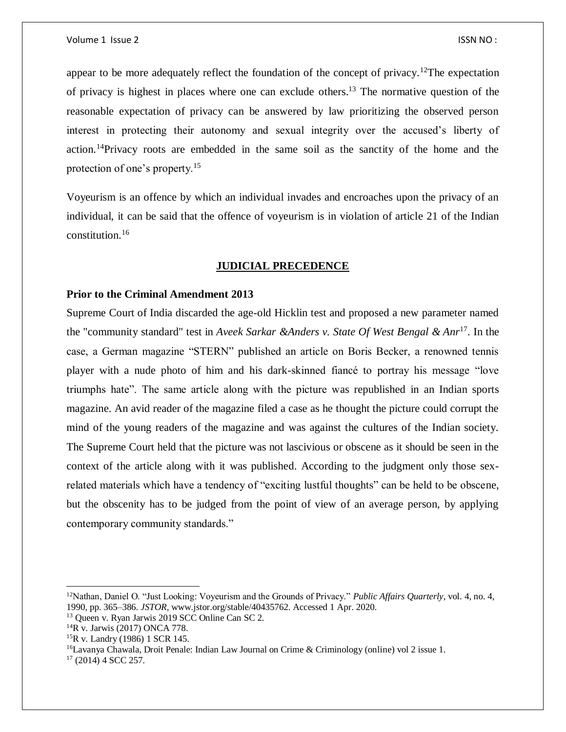appear to be more adequately reflect the foundation of the concept of privacy.[12]The expectation of privacy is highest in places where one can exclude others.[13] The normative question of the reasonable expectation of privacy can be answered by law prioritizing the observed person interest in protecting their autonomy and sexual integrity over the accused's liberty of action.[14]Privacy roots are embedded in the same soil as the sanctity of the home and the protection of one's property.[15]

Voyeurism is an offence by which an individual invades and encroaches upon the privacy of an individual, it can be said that the offence of voyeurism is in violation of article 21 of the Indian constitution.[16]

## JUDICIAL PRECEDENCE

### Prior to the Criminal Amendment 2013

Supreme Court of India discarded the age-old Hicklin test and proposed a new parameter named the "community standard" test in *Aveek Sarkar &Anders v. State Of West Bengal & Anr*[17]. In the case, a German magazine "STERN" published an article on Boris Becker, a renowned tennis player with a nude photo of him and his dark-skinned fiancé to portray his message "love triumphs hate". The same article along with the picture was republished in an Indian sports magazine. An avid reader of the magazine filed a case as he thought the picture could corrupt the mind of the young readers of the magazine and was against the cultures of the Indian society. The Supreme Court held that the picture was not lascivious or obscene as it should be seen in the context of the article along with it was published. According to the judgment only those sex-related materials which have a tendency of "exciting lustful thoughts" can be held to be obscene, but the obscenity has to be judged from the point of view of an average person, by applying contemporary community standards."

---

[12]Nathan, Daniel O. "Just Looking: Voyeurism and the Grounds of Privacy." *Public Affairs Quarterly*, vol. 4, no. 4, 1990, pp. 365–386. *JSTOR*, www.jstor.org/stable/40435762. Accessed 1 Apr. 2020.

[13] Queen v. Ryan Jarwis 2019 SCC Online Can SC 2.

[14]R v. Jarwis (2017) ONCA 778.

[15]R v. Landry (1986) 1 SCR 145.

[16]Lavanya Chawala, Droit Penale: Indian Law Journal on Crime & Criminology (online) vol 2 issue 1.

[17] (2014) 4 SCC 257.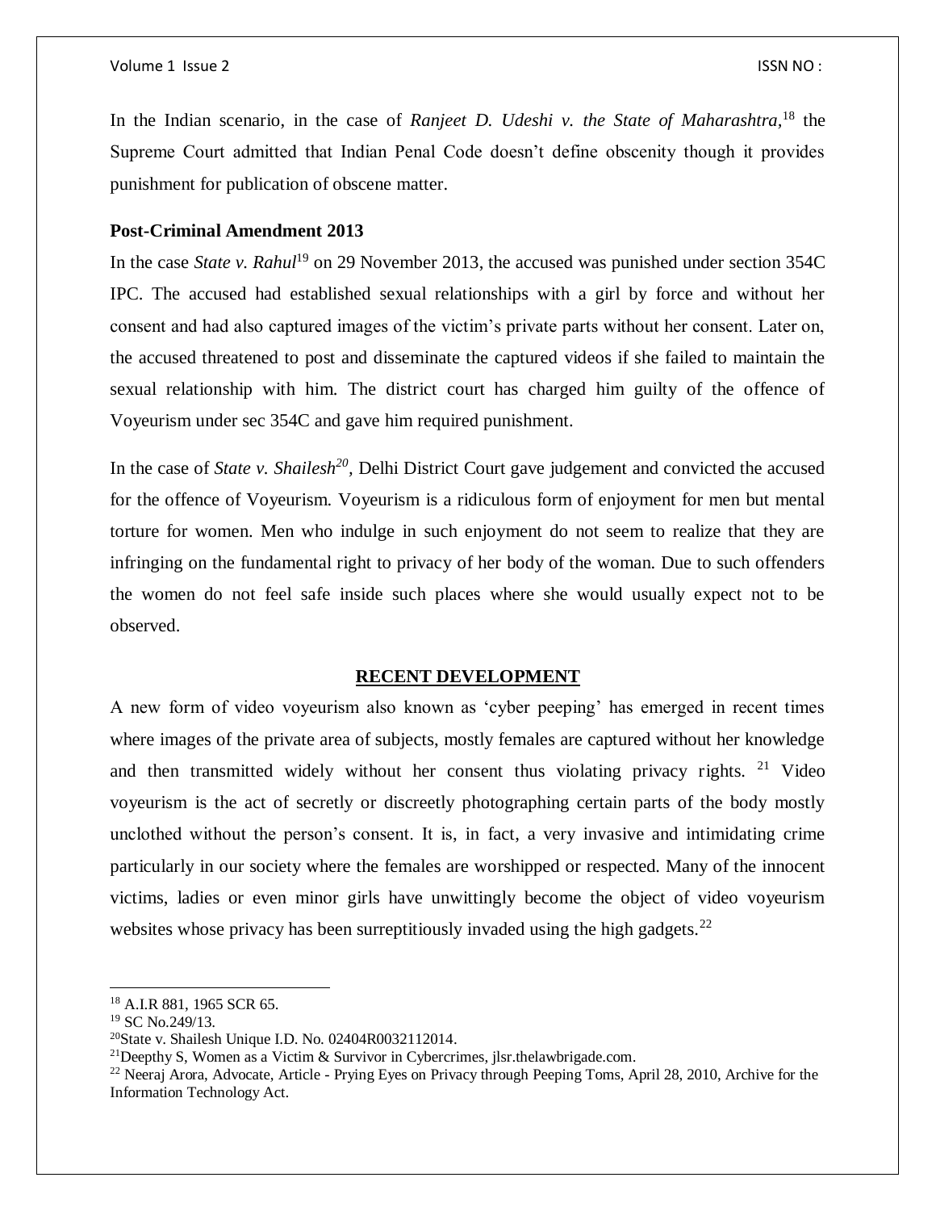In the Indian scenario, in the case of *Ranjeet D. Udeshi v. the State of Maharashtra*,[18] the Supreme Court admitted that Indian Penal Code doesn't define obscenity though it provides punishment for publication of obscene matter.

**Post-Criminal Amendment 2013**

In the case *State v. Rahul*[19] on 29 November 2013, the accused was punished under section 354C IPC. The accused had established sexual relationships with a girl by force and without her consent and had also captured images of the victim's private parts without her consent. Later on, the accused threatened to post and disseminate the captured videos if she failed to maintain the sexual relationship with him. The district court has charged him guilty of the offence of Voyeurism under sec 354C and gave him required punishment.

In the case of *State v. Shailesh*[20], Delhi District Court gave judgement and convicted the accused for the offence of Voyeurism. Voyeurism is a ridiculous form of enjoyment for men but mental torture for women. Men who indulge in such enjoyment do not seem to realize that they are infringing on the fundamental right to privacy of her body of the woman. Due to such offenders the women do not feel safe inside such places where she would usually expect not to be observed.

## RECENT DEVELOPMENT

A new form of video voyeurism also known as 'cyber peeping' has emerged in recent times where images of the private area of subjects, mostly females are captured without her knowledge and then transmitted widely without her consent thus violating privacy rights. [21] Video voyeurism is the act of secretly or discreetly photographing certain parts of the body mostly unclothed without the person's consent. It is, in fact, a very invasive and intimidating crime particularly in our society where the females are worshipped or respected. Many of the innocent victims, ladies or even minor girls have unwittingly become the object of video voyeurism websites whose privacy has been surreptitiously invaded using the high gadgets.[22]

---

[18] A.I.R 881, 1965 SCR 65.

[19] SC No.249/13.

[20] State v. Shailesh Unique I.D. No. 02404R0032112014.

[21] Deepthy S, Women as a Victim & Survivor in Cybercrimes, jlsr.thelawbrigade.com.

[22] Neeraj Arora, Advocate, Article - Prying Eyes on Privacy through Peeping Toms, April 28, 2010, Archive for the Information Technology Act.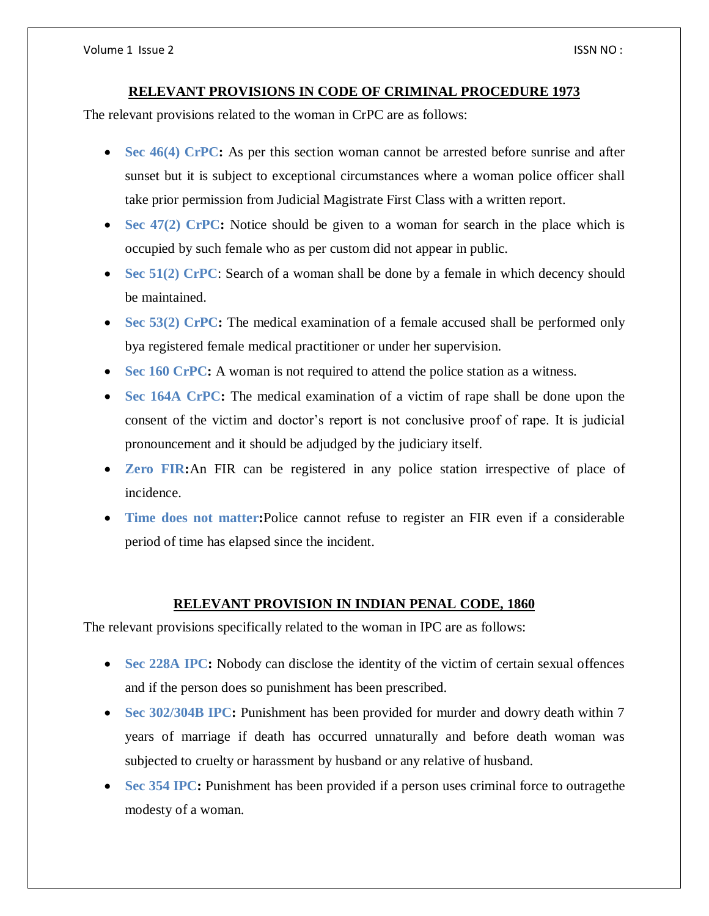## RELEVANT PROVISIONS IN CODE OF CRIMINAL PROCEDURE 1973

The relevant provisions related to the woman in CrPC are as follows:

- **Sec 46(4) CrPC:** As per this section woman cannot be arrested before sunrise and after sunset but it is subject to exceptional circumstances where a woman police officer shall take prior permission from Judicial Magistrate First Class with a written report.
- **Sec 47(2) CrPC:** Notice should be given to a woman for search in the place which is occupied by such female who as per custom did not appear in public.
- **Sec 51(2) CrPC**: Search of a woman shall be done by a female in which decency should be maintained.
- **Sec 53(2) CrPC:** The medical examination of a female accused shall be performed only bya registered female medical practitioner or under her supervision.
- **Sec 160 CrPC:** A woman is not required to attend the police station as a witness.
- **Sec 164A CrPC:** The medical examination of a victim of rape shall be done upon the consent of the victim and doctor's report is not conclusive proof of rape. It is judicial pronouncement and it should be adjudged by the judiciary itself.
- **Zero FIR:**An FIR can be registered in any police station irrespective of place of incidence.
- **Time does not matter:**Police cannot refuse to register an FIR even if a considerable period of time has elapsed since the incident.

## RELEVANT PROVISION IN INDIAN PENAL CODE, 1860

The relevant provisions specifically related to the woman in IPC are as follows:

- **Sec 228A IPC:** Nobody can disclose the identity of the victim of certain sexual offences and if the person does so punishment has been prescribed.
- **Sec 302/304B IPC:** Punishment has been provided for murder and dowry death within 7 years of marriage if death has occurred unnaturally and before death woman was subjected to cruelty or harassment by husband or any relative of husband.
- **Sec 354 IPC:** Punishment has been provided if a person uses criminal force to outragethe modesty of a woman.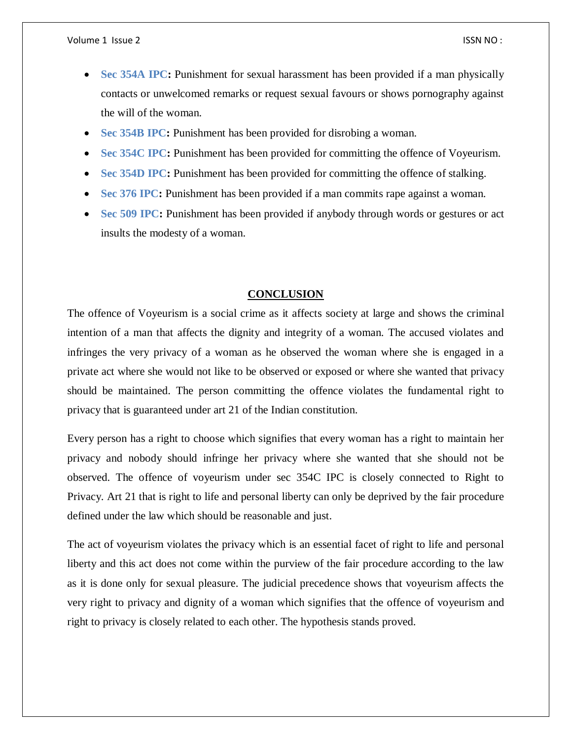- **Sec 354A IPC:** Punishment for sexual harassment has been provided if a man physically contacts or unwelcomed remarks or request sexual favours or shows pornography against the will of the woman.
- **Sec 354B IPC:** Punishment has been provided for disrobing a woman.
- **Sec 354C IPC:** Punishment has been provided for committing the offence of Voyeurism.
- **Sec 354D IPC:** Punishment has been provided for committing the offence of stalking.
- **Sec 376 IPC:** Punishment has been provided if a man commits rape against a woman.
- **Sec 509 IPC:** Punishment has been provided if anybody through words or gestures or act insults the modesty of a woman.

## CONCLUSION

The offence of Voyeurism is a social crime as it affects society at large and shows the criminal intention of a man that affects the dignity and integrity of a woman. The accused violates and infringes the very privacy of a woman as he observed the woman where she is engaged in a private act where she would not like to be observed or exposed or where she wanted that privacy should be maintained. The person committing the offence violates the fundamental right to privacy that is guaranteed under art 21 of the Indian constitution.

Every person has a right to choose which signifies that every woman has a right to maintain her privacy and nobody should infringe her privacy where she wanted that she should not be observed. The offence of voyeurism under sec 354C IPC is closely connected to Right to Privacy. Art 21 that is right to life and personal liberty can only be deprived by the fair procedure defined under the law which should be reasonable and just.

The act of voyeurism violates the privacy which is an essential facet of right to life and personal liberty and this act does not come within the purview of the fair procedure according to the law as it is done only for sexual pleasure. The judicial precedence shows that voyeurism affects the very right to privacy and dignity of a woman which signifies that the offence of voyeurism and right to privacy is closely related to each other. The hypothesis stands proved.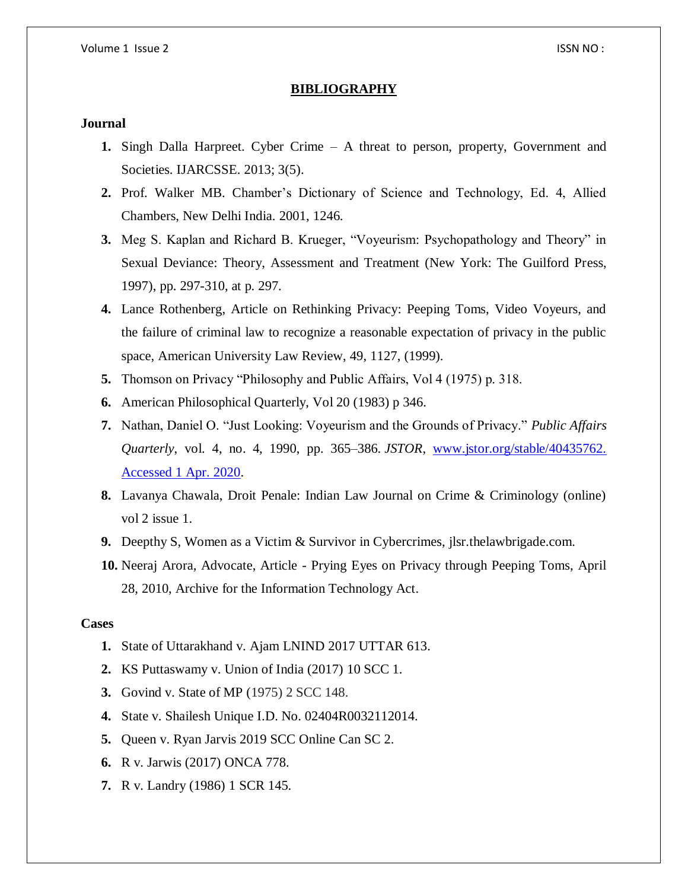## BIBLIOGRAPHY

### Journal

1. Singh Dalla Harpreet. Cyber Crime – A threat to person, property, Government and Societies. IJARCSSE. 2013; 3(5).
2. Prof. Walker MB. Chamber's Dictionary of Science and Technology, Ed. 4, Allied Chambers, New Delhi India. 2001, 1246.
3. Meg S. Kaplan and Richard B. Krueger, "Voyeurism: Psychopathology and Theory" in Sexual Deviance: Theory, Assessment and Treatment (New York: The Guilford Press, 1997), pp. 297-310, at p. 297.
4. Lance Rothenberg, Article on Rethinking Privacy: Peeping Toms, Video Voyeurs, and the failure of criminal law to recognize a reasonable expectation of privacy in the public space, American University Law Review, 49, 1127, (1999).
5. Thomson on Privacy "Philosophy and Public Affairs, Vol 4 (1975) p. 318.
6. American Philosophical Quarterly, Vol 20 (1983) p 346.
7. Nathan, Daniel O. "Just Looking: Voyeurism and the Grounds of Privacy." *Public Affairs Quarterly*, vol. 4, no. 4, 1990, pp. 365–386. *JSTOR*, www.jstor.org/stable/40435762. Accessed 1 Apr. 2020.
8. Lavanya Chawala, Droit Penale: Indian Law Journal on Crime & Criminology (online) vol 2 issue 1.
9. Deepthy S, Women as a Victim & Survivor in Cybercrimes, jlsr.thelawbrigade.com.
10. Neeraj Arora, Advocate, Article - Prying Eyes on Privacy through Peeping Toms, April 28, 2010, Archive for the Information Technology Act.

### Cases

1. State of Uttarakhand v. Ajam LNIND 2017 UTTAR 613.
2. KS Puttaswamy v. Union of India (2017) 10 SCC 1.
3. Govind v. State of MP (1975) 2 SCC 148.
4. State v. Shailesh Unique I.D. No. 02404R0032112014.
5. Queen v. Ryan Jarvis 2019 SCC Online Can SC 2.
6. R v. Jarwis (2017) ONCA 778.
7. R v. Landry (1986) 1 SCR 145.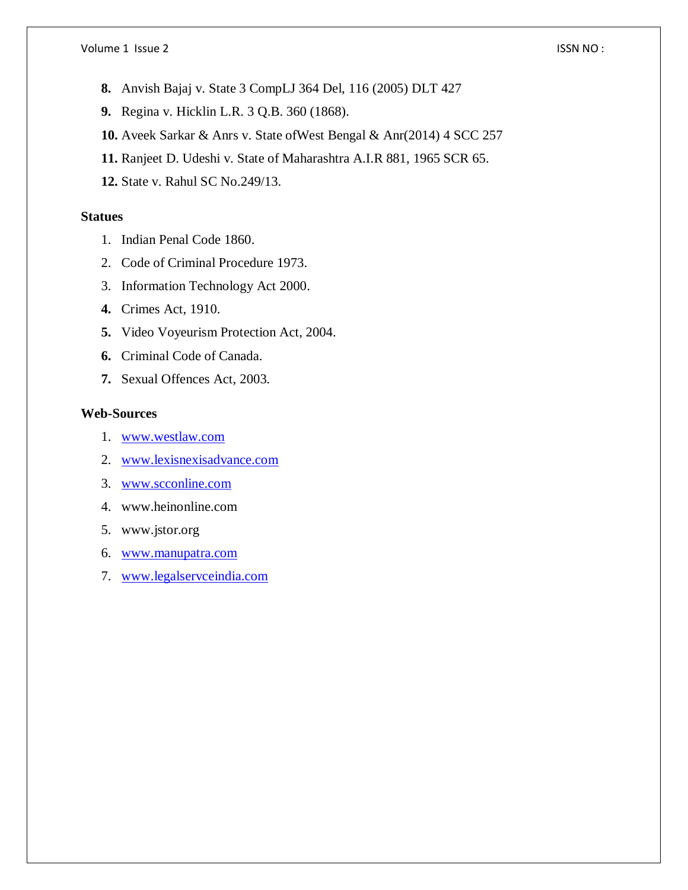8. Anvish Bajaj v. State 3 CompLJ 364 Del, 116 (2005) DLT 427
9. Regina v. Hicklin L.R. 3 Q.B. 360 (1868).
10. Aveek Sarkar & Anrs v. State ofWest Bengal & Anr(2014) 4 SCC 257
11. Ranjeet D. Udeshi v. State of Maharashtra A.I.R 881, 1965 SCR 65.
12. State v. Rahul SC No.249/13.

**Statues**

1. Indian Penal Code 1860.
2. Code of Criminal Procedure 1973.
3. Information Technology Act 2000.
4. Crimes Act, 1910.
5. Video Voyeurism Protection Act, 2004.
6. Criminal Code of Canada.
7. Sexual Offences Act, 2003.

**Web-Sources**

1. www.westlaw.com
2. www.lexisnexisadvance.com
3. www.scconline.com
4. www.heinonline.com
5. www.jstor.org
6. www.manupatra.com
7. www.legalservceindia.com